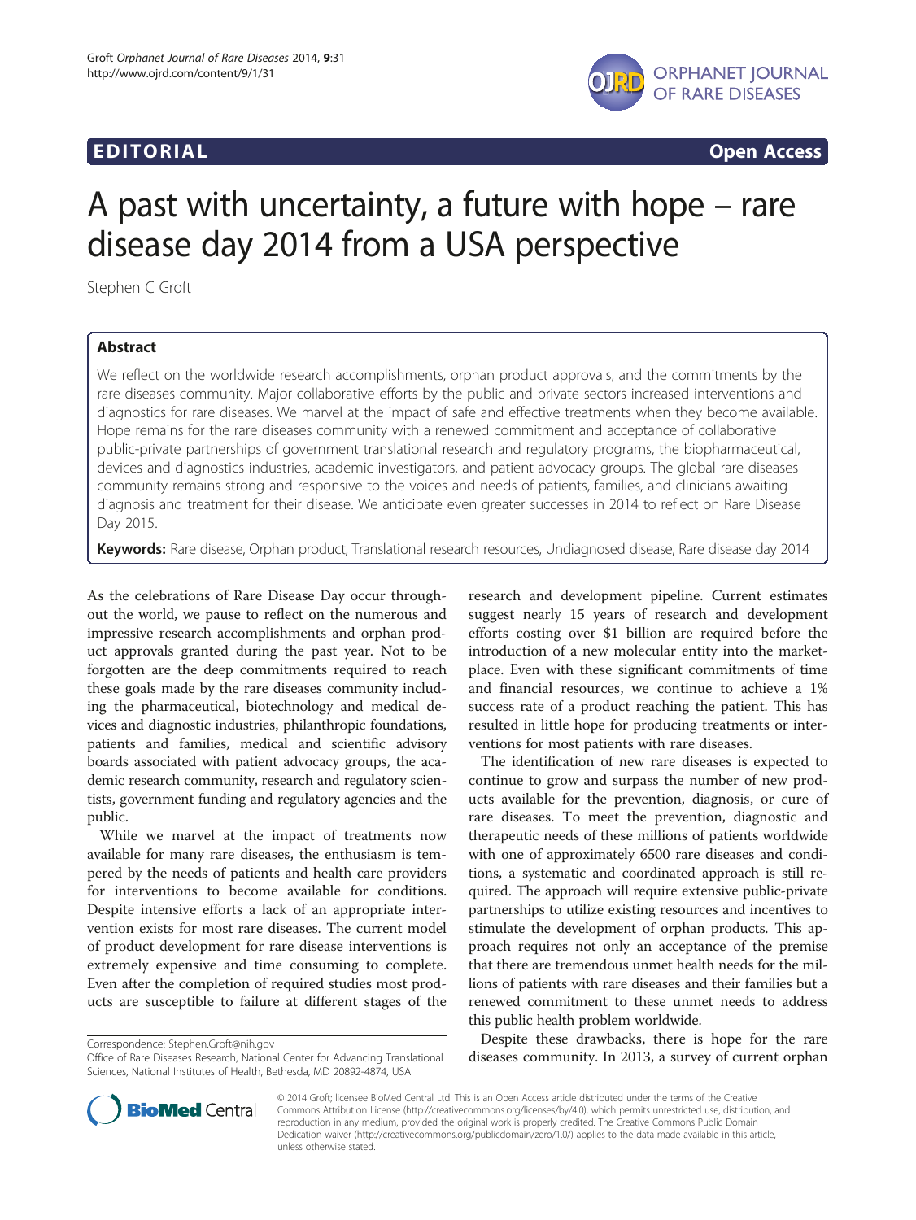**EDITORIAL** **Open Access**

# A past with uncertainty, a future with hope – rare disease day 2014 from a USA perspective

Stephen C Groft

## Abstract

We reflect on the worldwide research accomplishments, orphan product approvals, and the commitments by the rare diseases community. Major collaborative efforts by the public and private sectors increased interventions and diagnostics for rare diseases. We marvel at the impact of safe and effective treatments when they become available. Hope remains for the rare diseases community with a renewed commitment and acceptance of collaborative public-private partnerships of government translational research and regulatory programs, the biopharmaceutical, devices and diagnostics industries, academic investigators, and patient advocacy groups. The global rare diseases community remains strong and responsive to the voices and needs of patients, families, and clinicians awaiting diagnosis and treatment for their disease. We anticipate even greater successes in 2014 to reflect on Rare Disease Day 2015.

**Keywords:** Rare disease, Orphan product, Translational research resources, Undiagnosed disease, Rare disease day 2014

As the celebrations of Rare Disease Day occur throughout the world, we pause to reflect on the numerous and impressive research accomplishments and orphan product approvals granted during the past year. Not to be forgotten are the deep commitments required to reach these goals made by the rare diseases community including the pharmaceutical, biotechnology and medical devices and diagnostic industries, philanthropic foundations, patients and families, medical and scientific advisory boards associated with patient advocacy groups, the academic research community, research and regulatory scientists, government funding and regulatory agencies and the public.

While we marvel at the impact of treatments now available for many rare diseases, the enthusiasm is tempered by the needs of patients and health care providers for interventions to become available for conditions. Despite intensive efforts a lack of an appropriate intervention exists for most rare diseases. The current model of product development for rare disease interventions is extremely expensive and time consuming to complete. Even after the completion of required studies most products are susceptible to failure at different stages of the research and development pipeline. Current estimates suggest nearly 15 years of research and development efforts costing over $1 billion are required before the introduction of a new molecular entity into the marketplace. Even with these significant commitments of time and financial resources, we continue to achieve a 1% success rate of a product reaching the patient. This has resulted in little hope for producing treatments or interventions for most patients with rare diseases.

The identification of new rare diseases is expected to continue to grow and surpass the number of new products available for the prevention, diagnosis, or cure of rare diseases. To meet the prevention, diagnostic and therapeutic needs of these millions of patients worldwide with one of approximately 6500 rare diseases and conditions, a systematic and coordinated approach is still required. The approach will require extensive public-private partnerships to utilize existing resources and incentives to stimulate the development of orphan products. This approach requires not only an acceptance of the premise that there are tremendous unmet health needs for the millions of patients with rare diseases and their families but a renewed commitment to these unmet needs to address this public health problem worldwide.

Despite these drawbacks, there is hope for the rare diseases community. In 2013, a survey of current orphan

Correspondence: Stephen.Groft@nih.gov
Office of Rare Diseases Research, National Center for Advancing Translational Sciences, National Institutes of Health, Bethesda, MD 20892-4874, USA

© 2014 Groft; licensee BioMed Central Ltd. This is an Open Access article distributed under the terms of the Creative Commons Attribution License (http://creativecommons.org/licenses/by/4.0), which permits unrestricted use, distribution, and reproduction in any medium, provided the original work is properly credited. The Creative Commons Public Domain Dedication waiver (http://creativecommons.org/publicdomain/zero/1.0/) applies to the data made available in this article, unless otherwise stated.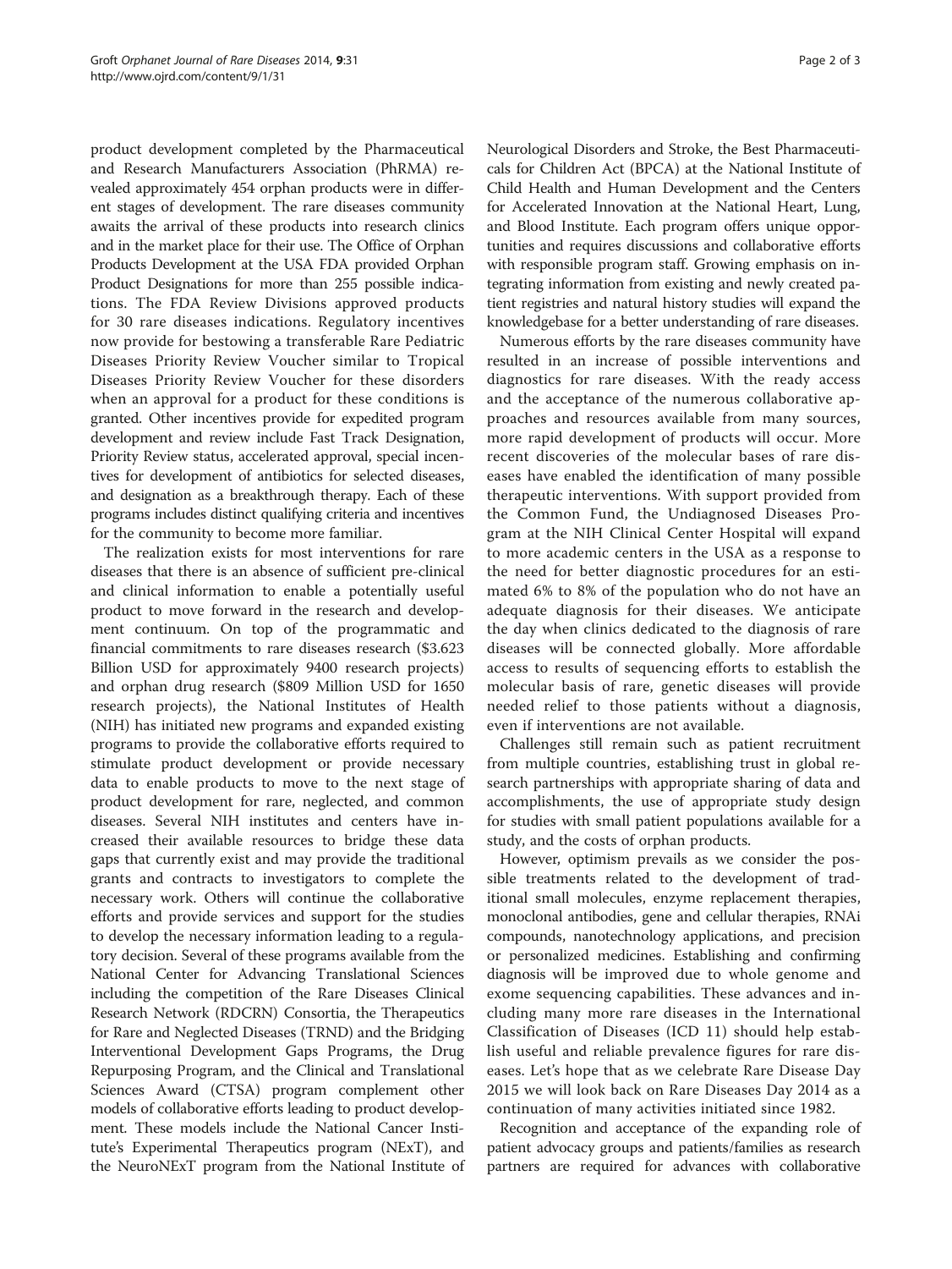product development completed by the Pharmaceutical and Research Manufacturers Association (PhRMA) revealed approximately 454 orphan products were in different stages of development. The rare diseases community awaits the arrival of these products into research clinics and in the market place for their use. The Office of Orphan Products Development at the USA FDA provided Orphan Product Designations for more than 255 possible indications. The FDA Review Divisions approved products for 30 rare diseases indications. Regulatory incentives now provide for bestowing a transferable Rare Pediatric Diseases Priority Review Voucher similar to Tropical Diseases Priority Review Voucher for these disorders when an approval for a product for these conditions is granted. Other incentives provide for expedited program development and review include Fast Track Designation, Priority Review status, accelerated approval, special incentives for development of antibiotics for selected diseases, and designation as a breakthrough therapy. Each of these programs includes distinct qualifying criteria and incentives for the community to become more familiar.

The realization exists for most interventions for rare diseases that there is an absence of sufficient pre-clinical and clinical information to enable a potentially useful product to move forward in the research and development continuum. On top of the programmatic and financial commitments to rare diseases research ($3.623 Billion USD for approximately 9400 research projects) and orphan drug research ($809 Million USD for 1650 research projects), the National Institutes of Health (NIH) has initiated new programs and expanded existing programs to provide the collaborative efforts required to stimulate product development or provide necessary data to enable products to move to the next stage of product development for rare, neglected, and common diseases. Several NIH institutes and centers have increased their available resources to bridge these data gaps that currently exist and may provide the traditional grants and contracts to investigators to complete the necessary work. Others will continue the collaborative efforts and provide services and support for the studies to develop the necessary information leading to a regulatory decision. Several of these programs available from the National Center for Advancing Translational Sciences including the competition of the Rare Diseases Clinical Research Network (RDCRN) Consortia, the Therapeutics for Rare and Neglected Diseases (TRND) and the Bridging Interventional Development Gaps Programs, the Drug Repurposing Program, and the Clinical and Translational Sciences Award (CTSA) program complement other models of collaborative efforts leading to product development. These models include the National Cancer Institute's Experimental Therapeutics program (NExT), and the NeuroNExT program from the National Institute of Neurological Disorders and Stroke, the Best Pharmaceuticals for Children Act (BPCA) at the National Institute of Child Health and Human Development and the Centers for Accelerated Innovation at the National Heart, Lung, and Blood Institute. Each program offers unique opportunities and requires discussions and collaborative efforts with responsible program staff. Growing emphasis on integrating information from existing and newly created patient registries and natural history studies will expand the knowledgebase for a better understanding of rare diseases.

Numerous efforts by the rare diseases community have resulted in an increase of possible interventions and diagnostics for rare diseases. With the ready access and the acceptance of the numerous collaborative approaches and resources available from many sources, more rapid development of products will occur. More recent discoveries of the molecular bases of rare diseases have enabled the identification of many possible therapeutic interventions. With support provided from the Common Fund, the Undiagnosed Diseases Program at the NIH Clinical Center Hospital will expand to more academic centers in the USA as a response to the need for better diagnostic procedures for an estimated 6% to 8% of the population who do not have an adequate diagnosis for their diseases. We anticipate the day when clinics dedicated to the diagnosis of rare diseases will be connected globally. More affordable access to results of sequencing efforts to establish the molecular basis of rare, genetic diseases will provide needed relief to those patients without a diagnosis, even if interventions are not available.

Challenges still remain such as patient recruitment from multiple countries, establishing trust in global research partnerships with appropriate sharing of data and accomplishments, the use of appropriate study design for studies with small patient populations available for a study, and the costs of orphan products.

However, optimism prevails as we consider the possible treatments related to the development of traditional small molecules, enzyme replacement therapies, monoclonal antibodies, gene and cellular therapies, RNAi compounds, nanotechnology applications, and precision or personalized medicines. Establishing and confirming diagnosis will be improved due to whole genome and exome sequencing capabilities. These advances and including many more rare diseases in the International Classification of Diseases (ICD 11) should help establish useful and reliable prevalence figures for rare diseases. Let's hope that as we celebrate Rare Disease Day 2015 we will look back on Rare Diseases Day 2014 as a continuation of many activities initiated since 1982.

Recognition and acceptance of the expanding role of patient advocacy groups and patients/families as research partners are required for advances with collaborative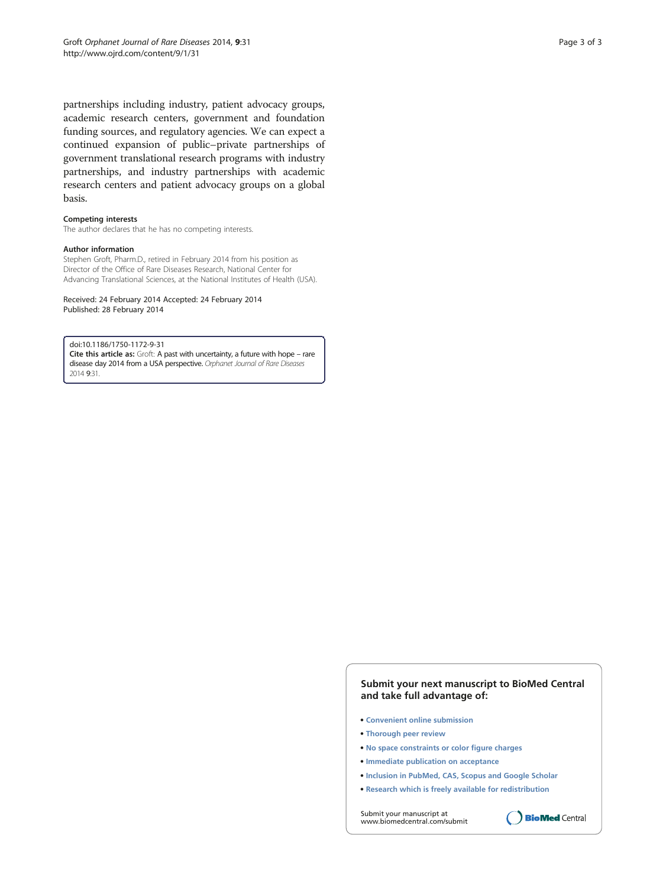partnerships including industry, patient advocacy groups, academic research centers, government and foundation funding sources, and regulatory agencies. We can expect a continued expansion of public–private partnerships of government translational research programs with industry partnerships, and industry partnerships with academic research centers and patient advocacy groups on a global basis.

#### Competing interests

The author declares that he has no competing interests.

#### Author information

Stephen Groft, Pharm.D., retired in February 2014 from his position as Director of the Office of Rare Diseases Research, National Center for Advancing Translational Sciences, at the National Institutes of Health (USA).

Received: 24 February 2014 Accepted: 24 February 2014
Published: 28 February 2014

doi:10.1186/1750-1172-9-31
**Cite this article as:** Groft: A past with uncertainty, a future with hope – rare disease day 2014 from a USA perspective. *Orphanet Journal of Rare Diseases* 2014 **9**:31.

**Submit your next manuscript to BioMed Central and take full advantage of:**

- **Convenient online submission**
- **Thorough peer review**
- **No space constraints or color figure charges**
- **Immediate publication on acceptance**
- **Inclusion in PubMed, CAS, Scopus and Google Scholar**
- **Research which is freely available for redistribution**

Submit your manuscript at
www.biomedcentral.com/submit

BioMed Central